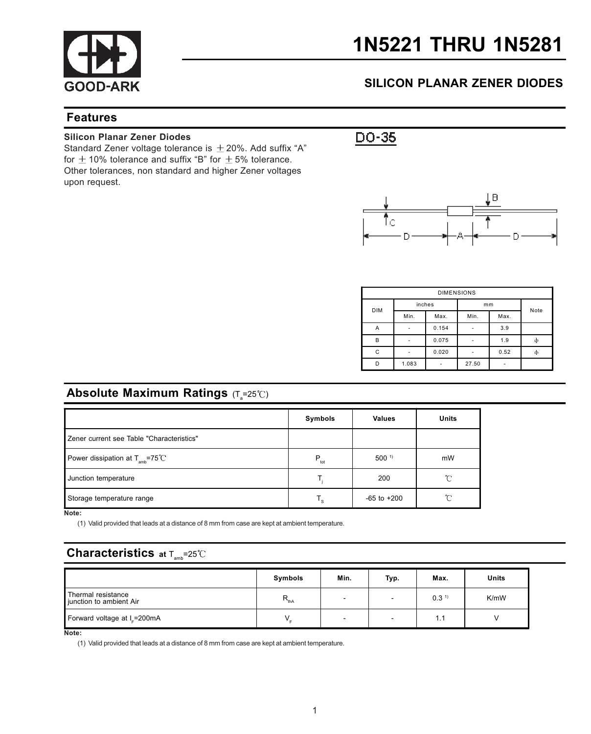# 1N5221 THRU 1N5281

## SILICON PLANAR ZENER DIODES

## Features

**Silicon Planar Zener Diodes**

Standard Zener voltage tolerance is ±20%. Add suffix "A" for ±10% tolerance and suffix "B" for ±5% tolerance. Other tolerances, non standard and higher Zener voltages upon request.

DO-35

| DIMENSIONS | | | | | |
|---|---|---|---|---|---|
| DIM | inches | | mm | | Note |
| | Min. | Max. | Min. | Max. | |
| A | - | 0.154 | - | 3.9 | |
| B | - | 0.075 | - | 1.9 | φ |
| C | - | 0.020 | - | 0.52 | φ |
| D | 1.083 | - | 27.50 | - | |

## Absolute Maximum Ratings ($T_a$=25℃)

| | Symbols | Values | Units |
|---|---|---|---|
| Zener current see Table "Characteristics" | | | |
| Power dissipation at $T_{amb}$=75℃ | $P_{tot}$ | 500 [1)] | mW |
| Junction temperature | $T_j$ | 200 | ℃ |
| Storage temperature range | $T_S$ | -65 to +200 | ℃ |

**Note:**

(1) Valid provided that leads at a distance of 8 mm from case are kept at ambient temperature.

## Characteristics at $T_{amb}$=25℃

| | Symbols | Min. | Typ. | Max. | Units |
|---|---|---|---|---|---|
| Thermal resistance junction to ambient Air | $R_{thA}$ | - | - | 0.3 [1)] | K/mW |
| Forward voltage at $I_F$=200mA | $V_F$ | - | - | 1.1 | V |

**Note:**

(1) Valid provided that leads at a distance of 8 mm from case are kept at ambient temperature.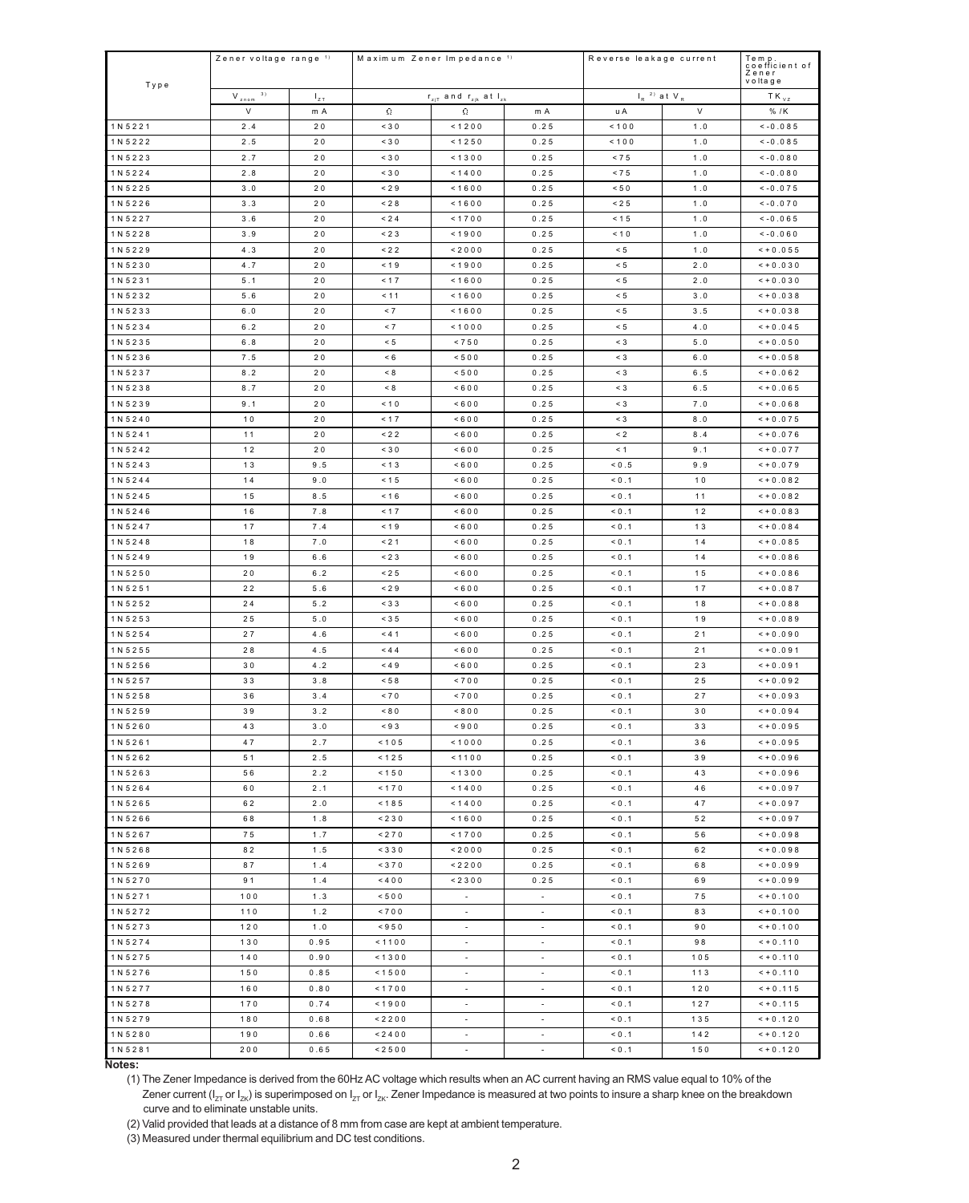| Type | Zener voltage range [1] | | Maximum Zener Impedance [1] | | | Reverse leakage current | | Temp. coefficient of Zener voltage |
|---|---|---|---|---|---|---|---|---|
| | $V_{znom}$ [3] | $I_{ZT}$ | $r_{zjT}$ and $r_{zjk}$ at $I_{zk}$ | | | $I_R$ [2] at $V_R$ | | $TK_{VZ}$ |
| | V | mA | Ω | Ω | mA | uA | V | %/K |
| 1N5221 | 2.4 | 20 | <30 | <1200 | 0.25 | <100 | 1.0 | <-0.085 |
| 1N5222 | 2.5 | 20 | <30 | <1250 | 0.25 | <100 | 1.0 | <-0.085 |
| 1N5223 | 2.7 | 20 | <30 | <1300 | 0.25 | <75 | 1.0 | <-0.080 |
| 1N5224 | 2.8 | 20 | <30 | <1400 | 0.25 | <75 | 1.0 | <-0.080 |
| 1N5225 | 3.0 | 20 | <29 | <1600 | 0.25 | <50 | 1.0 | <-0.075 |
| 1N5226 | 3.3 | 20 | <28 | <1600 | 0.25 | <25 | 1.0 | <-0.070 |
| 1N5227 | 3.6 | 20 | <24 | <1700 | 0.25 | <15 | 1.0 | <-0.065 |
| 1N5228 | 3.9 | 20 | <23 | <1900 | 0.25 | <10 | 1.0 | <-0.060 |
| 1N5229 | 4.3 | 20 | <22 | <2000 | 0.25 | <5 | 1.0 | <+0.055 |
| 1N5230 | 4.7 | 20 | <19 | <1900 | 0.25 | <5 | 2.0 | <+0.030 |
| 1N5231 | 5.1 | 20 | <17 | <1600 | 0.25 | <5 | 2.0 | <+0.030 |
| 1N5232 | 5.6 | 20 | <11 | <1600 | 0.25 | <5 | 3.0 | <+0.038 |
| 1N5233 | 6.0 | 20 | <7 | <1600 | 0.25 | <5 | 3.5 | <+0.038 |
| 1N5234 | 6.2 | 20 | <7 | <1000 | 0.25 | <5 | 4.0 | <+0.045 |
| 1N5235 | 6.8 | 20 | <5 | <750 | 0.25 | <3 | 5.0 | <+0.050 |
| 1N5236 | 7.5 | 20 | <6 | <500 | 0.25 | <3 | 6.0 | <+0.058 |
| 1N5237 | 8.2 | 20 | <8 | <500 | 0.25 | <3 | 6.5 | <+0.062 |
| 1N5238 | 8.7 | 20 | <8 | <600 | 0.25 | <3 | 6.5 | <+0.065 |
| 1N5239 | 9.1 | 20 | <10 | <600 | 0.25 | <3 | 7.0 | <+0.068 |
| 1N5240 | 10 | 20 | <17 | <600 | 0.25 | <3 | 8.0 | <+0.075 |
| 1N5241 | 11 | 20 | <22 | <600 | 0.25 | <2 | 8.4 | <+0.076 |
| 1N5242 | 12 | 20 | <30 | <600 | 0.25 | <1 | 9.1 | <+0.077 |
| 1N5243 | 13 | 9.5 | <13 | <600 | 0.25 | <0.5 | 9.9 | <+0.079 |
| 1N5244 | 14 | 9.0 | <15 | <600 | 0.25 | <0.1 | 10 | <+0.082 |
| 1N5245 | 15 | 8.5 | <16 | <600 | 0.25 | <0.1 | 11 | <+0.082 |
| 1N5246 | 16 | 7.8 | <17 | <600 | 0.25 | <0.1 | 12 | <+0.083 |
| 1N5247 | 17 | 7.4 | <19 | <600 | 0.25 | <0.1 | 13 | <+0.084 |
| 1N5248 | 18 | 7.0 | <21 | <600 | 0.25 | <0.1 | 14 | <+0.085 |
| 1N5249 | 19 | 6.6 | <23 | <600 | 0.25 | <0.1 | 14 | <+0.086 |
| 1N5250 | 20 | 6.2 | <25 | <600 | 0.25 | <0.1 | 15 | <+0.086 |
| 1N5251 | 22 | 5.6 | <29 | <600 | 0.25 | <0.1 | 17 | <+0.087 |
| 1N5252 | 24 | 5.2 | <33 | <600 | 0.25 | <0.1 | 18 | <+0.088 |
| 1N5253 | 25 | 5.0 | <35 | <600 | 0.25 | <0.1 | 19 | <+0.089 |
| 1N5254 | 27 | 4.6 | <41 | <600 | 0.25 | <0.1 | 21 | <+0.090 |
| 1N5255 | 28 | 4.5 | <44 | <600 | 0.25 | <0.1 | 21 | <+0.091 |
| 1N5256 | 30 | 4.2 | <49 | <600 | 0.25 | <0.1 | 23 | <+0.091 |
| 1N5257 | 33 | 3.8 | <58 | <700 | 0.25 | <0.1 | 25 | <+0.092 |
| 1N5258 | 36 | 3.4 | <70 | <700 | 0.25 | <0.1 | 27 | <+0.093 |
| 1N5259 | 39 | 3.2 | <80 | <800 | 0.25 | <0.1 | 30 | <+0.094 |
| 1N5260 | 43 | 3.0 | <93 | <900 | 0.25 | <0.1 | 33 | <+0.095 |
| 1N5261 | 47 | 2.7 | <105 | <1000 | 0.25 | <0.1 | 36 | <+0.095 |
| 1N5262 | 51 | 2.5 | <125 | <1100 | 0.25 | <0.1 | 39 | <+0.096 |
| 1N5263 | 56 | 2.2 | <150 | <1300 | 0.25 | <0.1 | 43 | <+0.096 |
| 1N5264 | 60 | 2.1 | <170 | <1400 | 0.25 | <0.1 | 46 | <+0.097 |
| 1N5265 | 62 | 2.0 | <185 | <1400 | 0.25 | <0.1 | 47 | <+0.097 |
| 1N5266 | 68 | 1.8 | <230 | <1600 | 0.25 | <0.1 | 52 | <+0.097 |
| 1N5267 | 75 | 1.7 | <270 | <1700 | 0.25 | <0.1 | 56 | <+0.098 |
| 1N5268 | 82 | 1.5 | <330 | <2000 | 0.25 | <0.1 | 62 | <+0.098 |
| 1N5269 | 87 | 1.4 | <370 | <2200 | 0.25 | <0.1 | 68 | <+0.099 |
| 1N5270 | 91 | 1.4 | <400 | <2300 | 0.25 | <0.1 | 69 | <+0.099 |
| 1N5271 | 100 | 1.3 | <500 | - | - | <0.1 | 75 | <+0.100 |
| 1N5272 | 110 | 1.2 | <700 | - | - | <0.1 | 83 | <+0.100 |
| 1N5273 | 120 | 1.0 | <950 | - | - | <0.1 | 90 | <+0.100 |
| 1N5274 | 130 | 0.95 | <1100 | - | - | <0.1 | 98 | <+0.110 |
| 1N5275 | 140 | 0.90 | <1300 | - | - | <0.1 | 105 | <+0.110 |
| 1N5276 | 150 | 0.85 | <1500 | - | - | <0.1 | 113 | <+0.110 |
| 1N5277 | 160 | 0.80 | <1700 | - | - | <0.1 | 120 | <+0.115 |
| 1N5278 | 170 | 0.74 | <1900 | - | - | <0.1 | 127 | <+0.115 |
| 1N5279 | 180 | 0.68 | <2200 | - | - | <0.1 | 135 | <+0.120 |
| 1N5280 | 190 | 0.66 | <2400 | - | - | <0.1 | 142 | <+0.120 |
| 1N5281 | 200 | 0.65 | <2500 | - | - | <0.1 | 150 | <+0.120 |

**Notes:**

(1) The Zener Impedance is derived from the 60Hz AC voltage which results when an AC current having an RMS value equal to 10% of the Zener current ($I_{ZT}$ or $I_{ZK}$) is superimposed on $I_{ZT}$ or $I_{ZK}$. Zener Impedance is measured at two points to insure a sharp knee on the breakdown curve and to eliminate unstable units.

(2) Valid provided that leads at a distance of 8 mm from case are kept at ambient temperature.

(3) Measured under thermal equilibrium and DC test conditions.